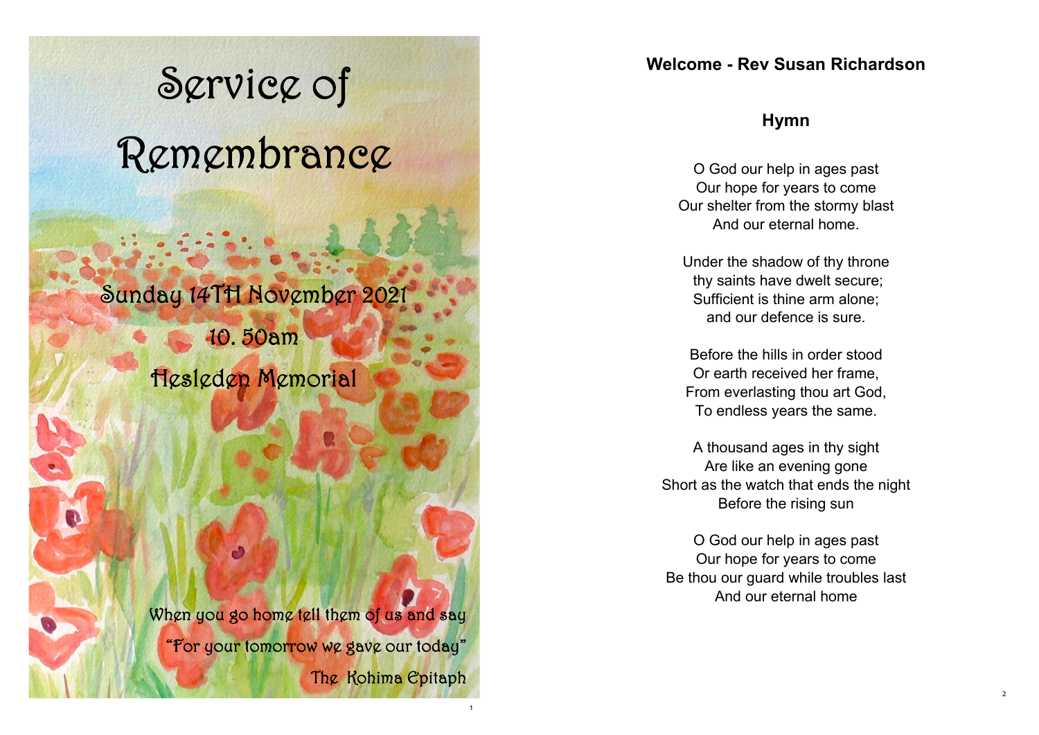# Service of Remembrance

Sunday 14TH November 2021

10. 50am

Hesleden Memorial

When you go home tell them of us and say
"For your tomorrow we gave our today"
The Kohima Epitaph

**Welcome - Rev Susan Richardson**

## Hymn

O God our help in ages past
Our hope for years to come
Our shelter from the stormy blast
And our eternal home.

Under the shadow of thy throne
thy saints have dwelt secure;
Sufficient is thine arm alone;
and our defence is sure.

Before the hills in order stood
Or earth received her frame,
From everlasting thou art God,
To endless years the same.

A thousand ages in thy sight
Are like an evening gone
Short as the watch that ends the night
Before the rising sun

O God our help in ages past
Our hope for years to come
Be thou our guard while troubles last
And our eternal home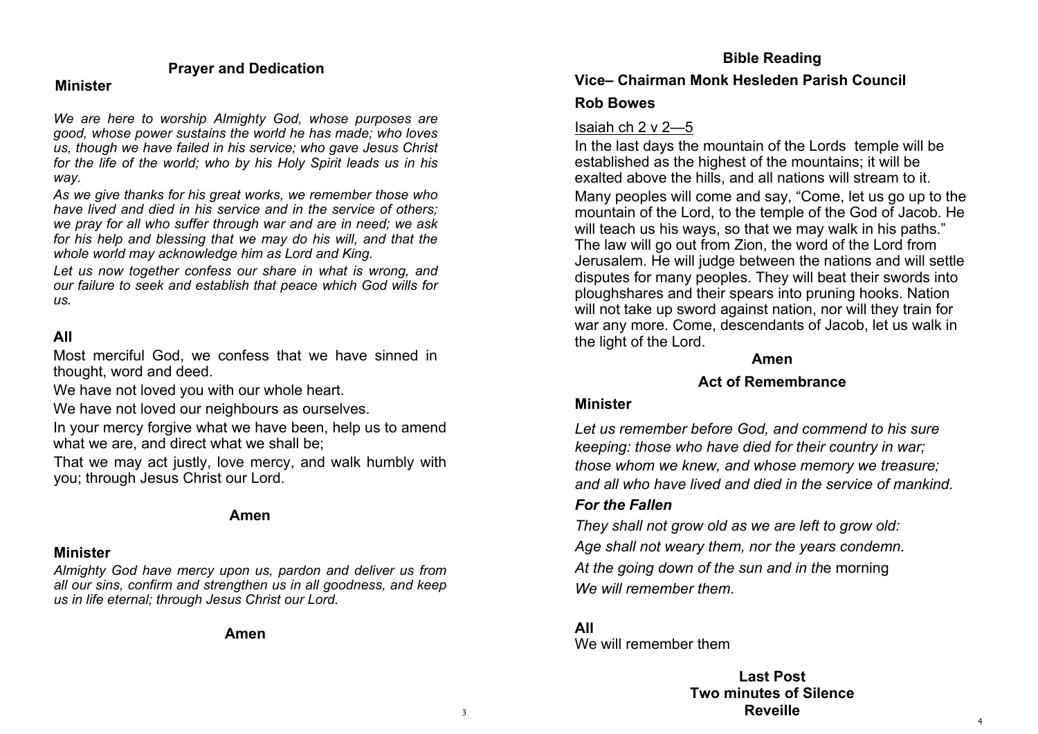## Prayer and Dedication

**Minister**

*We are here to worship Almighty God, whose purposes are good, whose power sustains the world he has made; who loves us, though we have failed in his service; who gave Jesus Christ for the life of the world; who by his Holy Spirit leads us in his way.*

*As we give thanks for his great works, we remember those who have lived and died in his service and in the service of others; we pray for all who suffer through war and are in need; we ask for his help and blessing that we may do his will, and that the whole world may acknowledge him as Lord and King.*

*Let us now together confess our share in what is wrong, and our failure to seek and establish that peace which God wills for us.*

**All**

Most merciful God, we confess that we have sinned in thought, word and deed.

We have not loved you with our whole heart.

We have not loved our neighbours as ourselves.

In your mercy forgive what we have been, help us to amend what we are, and direct what we shall be;

That we may act justly, love mercy, and walk humbly with you; through Jesus Christ our Lord.

**Amen**

**Minister**

*Almighty God have mercy upon us, pardon and deliver us from all our sins, confirm and strengthen us in all goodness, and keep us in life eternal; through Jesus Christ our Lord.*

**Amen**

## Bible Reading

**Vice– Chairman Monk Hesleden Parish Council**

**Rob Bowes**

Isaiah ch 2 v 2—5

In the last days the mountain of the Lords temple will be established as the highest of the mountains; it will be exalted above the hills, and all nations will stream to it. Many peoples will come and say, “Come, let us go up to the mountain of the Lord, to the temple of the God of Jacob. He will teach us his ways, so that we may walk in his paths.” The law will go out from Zion, the word of the Lord from Jerusalem. He will judge between the nations and will settle disputes for many peoples. They will beat their swords into ploughshares and their spears into pruning hooks. Nation will not take up sword against nation, nor will they train for war any more. Come, descendants of Jacob, let us walk in the light of the Lord.

**Amen**

## Act of Remembrance

**Minister**

*Let us remember before God, and commend to his sure keeping: those who have died for their country in war; those whom we knew, and whose memory we treasure; and all who have lived and died in the service of mankind.*

***For the Fallen***

*They shall not grow old as we are left to grow old:*

*Age shall not weary them, nor the years condemn.*

*At the going down of the sun and in th*e morning

*We will remember them.*

**All**

We will remember them

**Last Post**
**Two minutes of Silence**
**Reveille**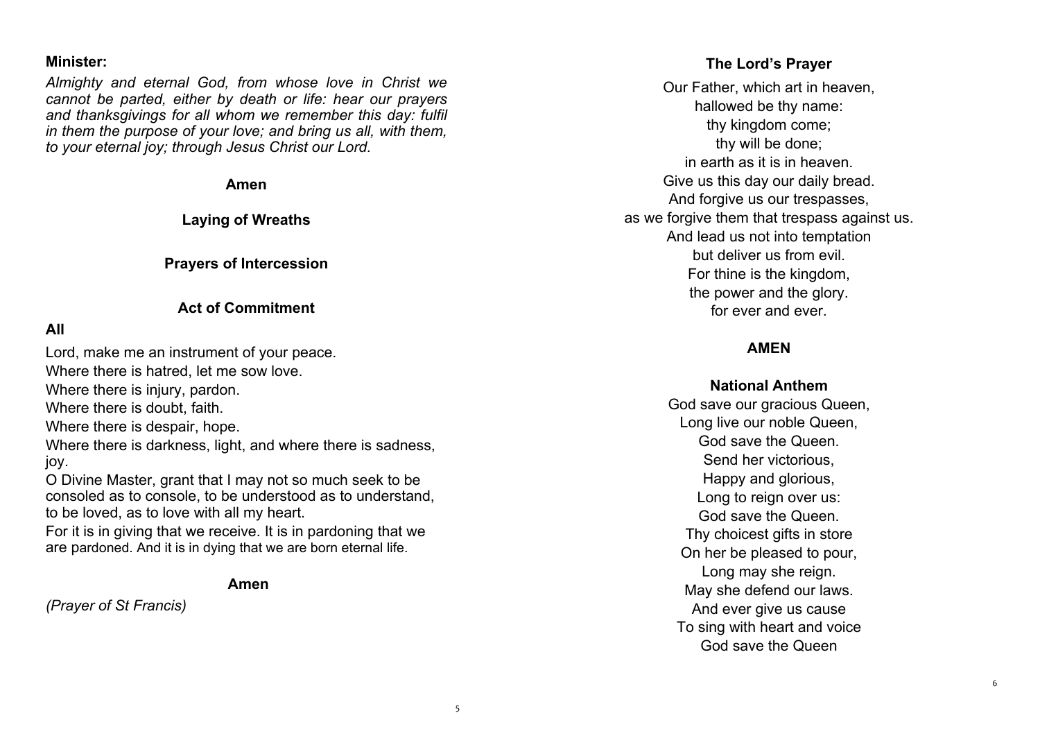**Minister:**

*Almighty and eternal God, from whose love in Christ we cannot be parted, either by death or life: hear our prayers and thanksgivings for all whom we remember this day: fulfil in them the purpose of your love; and bring us all, with them, to your eternal joy; through Jesus Christ our Lord.*

**Amen**

**Laying of Wreaths**

**Prayers of Intercession**

**Act of Commitment**

**All**

Lord, make me an instrument of your peace.

Where there is hatred, let me sow love.

Where there is injury, pardon.

Where there is doubt, faith.

Where there is despair, hope.

Where there is darkness, light, and where there is sadness, joy.

O Divine Master, grant that I may not so much seek to be consoled as to console, to be understood as to understand, to be loved, as to love with all my heart.

For it is in giving that we receive. It is in pardoning that we are pardoned. And it is in dying that we are born eternal life.

**Amen**

*(Prayer of St Francis)*

**The Lord's Prayer**

Our Father, which art in heaven,
hallowed be thy name:
thy kingdom come;
thy will be done;
in earth as it is in heaven.
Give us this day our daily bread.
And forgive us our trespasses,
as we forgive them that trespass against us.
And lead us not into temptation
but deliver us from evil.
For thine is the kingdom,
the power and the glory.
for ever and ever.

**AMEN**

**National Anthem**

God save our gracious Queen,
Long live our noble Queen,
God save the Queen.
Send her victorious,
Happy and glorious,
Long to reign over us:
God save the Queen.
Thy choicest gifts in store
On her be pleased to pour,
Long may she reign.
May she defend our laws.
And ever give us cause
To sing with heart and voice
God save the Queen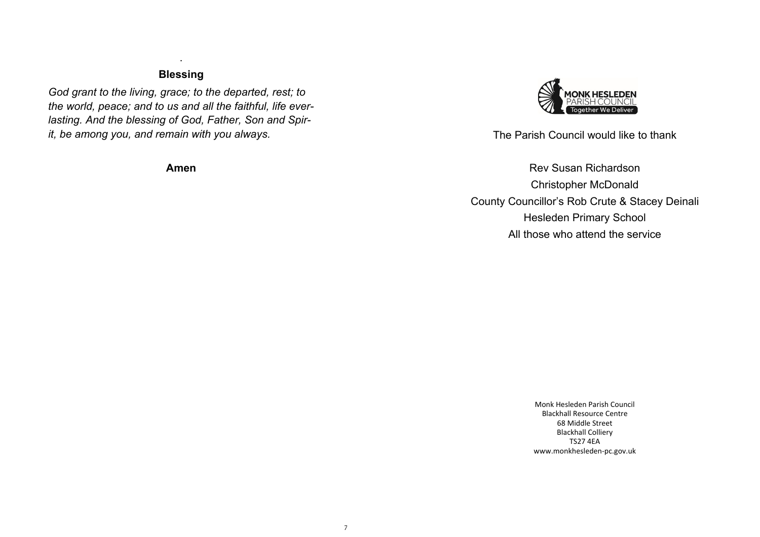## Blessing

*God grant to the living, grace; to the departed, rest; to the world, peace; and to us and all the faithful, life everlasting. And the blessing of God, Father, Son and Spirit, be among you, and remain with you always.*

**Amen**

MONK HESLEDEN PARISH COUNCIL
Together We Deliver

The Parish Council would like to thank

Rev Susan Richardson
Christopher McDonald
County Councillor's Rob Crute & Stacey Deinali
Hesleden Primary School
All those who attend the service

Monk Hesleden Parish Council
Blackhall Resource Centre
68 Middle Street
Blackhall Colliery
TS27 4EA
www.monkhesleden-pc.gov.uk